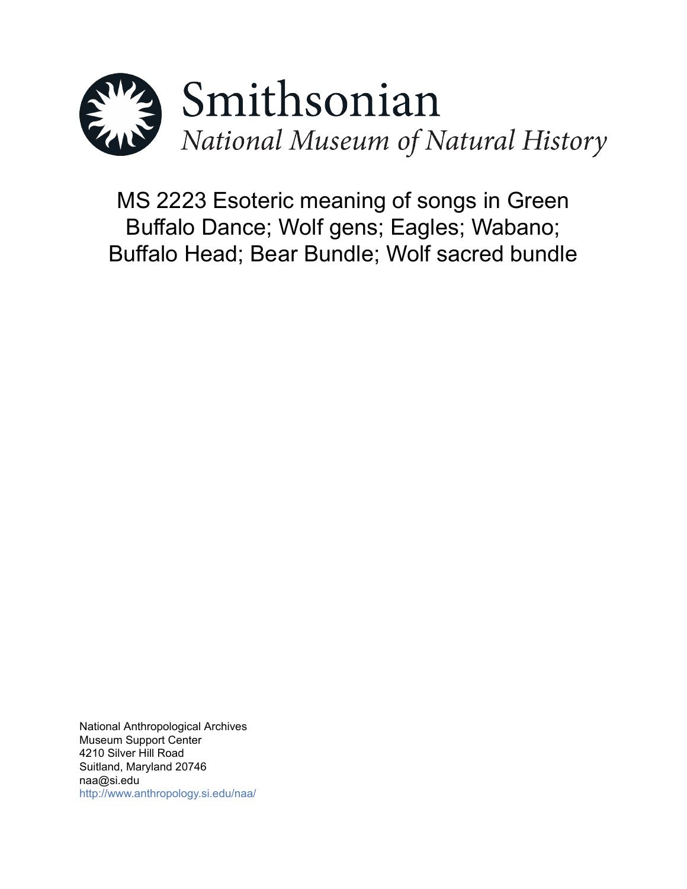Smithsonian

*National Museum of Natural History*

# MS 2223 Esoteric meaning of songs in Green Buffalo Dance; Wolf gens; Eagles; Wabano; Buffalo Head; Bear Bundle; Wolf sacred bundle

National Anthropological Archives
Museum Support Center
4210 Silver Hill Road
Suitland, Maryland 20746
naa@si.edu
http://www.anthropology.si.edu/naa/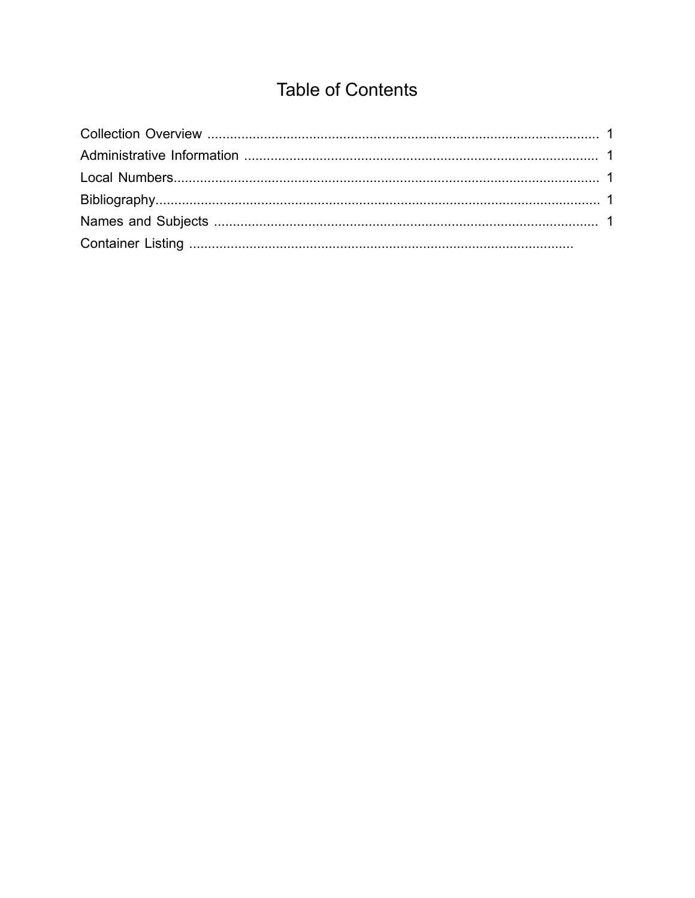# Table of Contents

- Collection Overview ........................................ 1
- Administrative Information ........................................ 1
- Local Numbers........................................ 1
- Bibliography........................................ 1
- Names and Subjects ........................................ 1
- Container Listing ........................................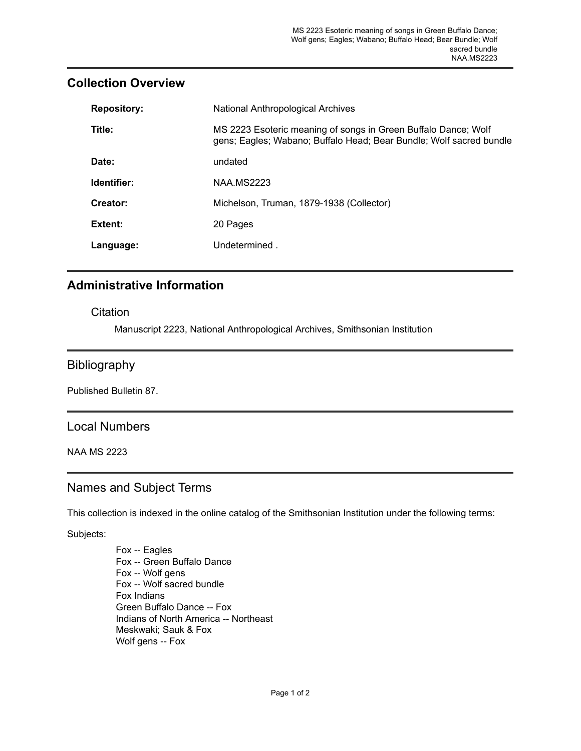## Collection Overview

| | |
|---|---|
| **Repository:** | National Anthropological Archives |
| **Title:** | MS 2223 Esoteric meaning of songs in Green Buffalo Dance; Wolf gens; Eagles; Wabano; Buffalo Head; Bear Bundle; Wolf sacred bundle |
| **Date:** | undated |
| **Identifier:** | NAA.MS2223 |
| **Creator:** | Michelson, Truman, 1879-1938 (Collector) |
| **Extent:** | 20 Pages |
| **Language:** | Undetermined . |

## Administrative Information

### Citation

Manuscript 2223, National Anthropological Archives, Smithsonian Institution

## Bibliography

Published Bulletin 87.

## Local Numbers

NAA MS 2223

## Names and Subject Terms

This collection is indexed in the online catalog of the Smithsonian Institution under the following terms:

Subjects:

- Fox -- Eagles
- Fox -- Green Buffalo Dance
- Fox -- Wolf gens
- Fox -- Wolf sacred bundle
- Fox Indians
- Green Buffalo Dance -- Fox
- Indians of North America -- Northeast
- Meskwaki; Sauk & Fox
- Wolf gens -- Fox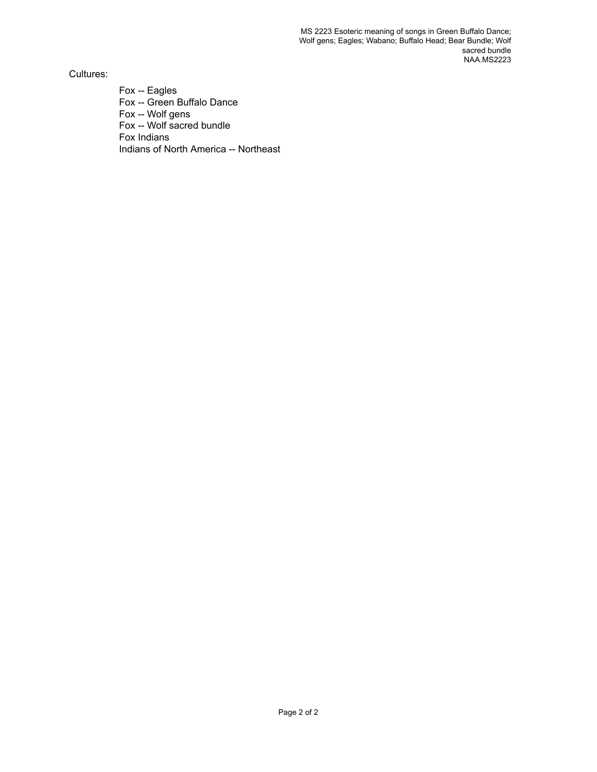Cultures:

- Fox -- Eagles
- Fox -- Green Buffalo Dance
- Fox -- Wolf gens
- Fox -- Wolf sacred bundle
- Fox Indians
- Indians of North America -- Northeast